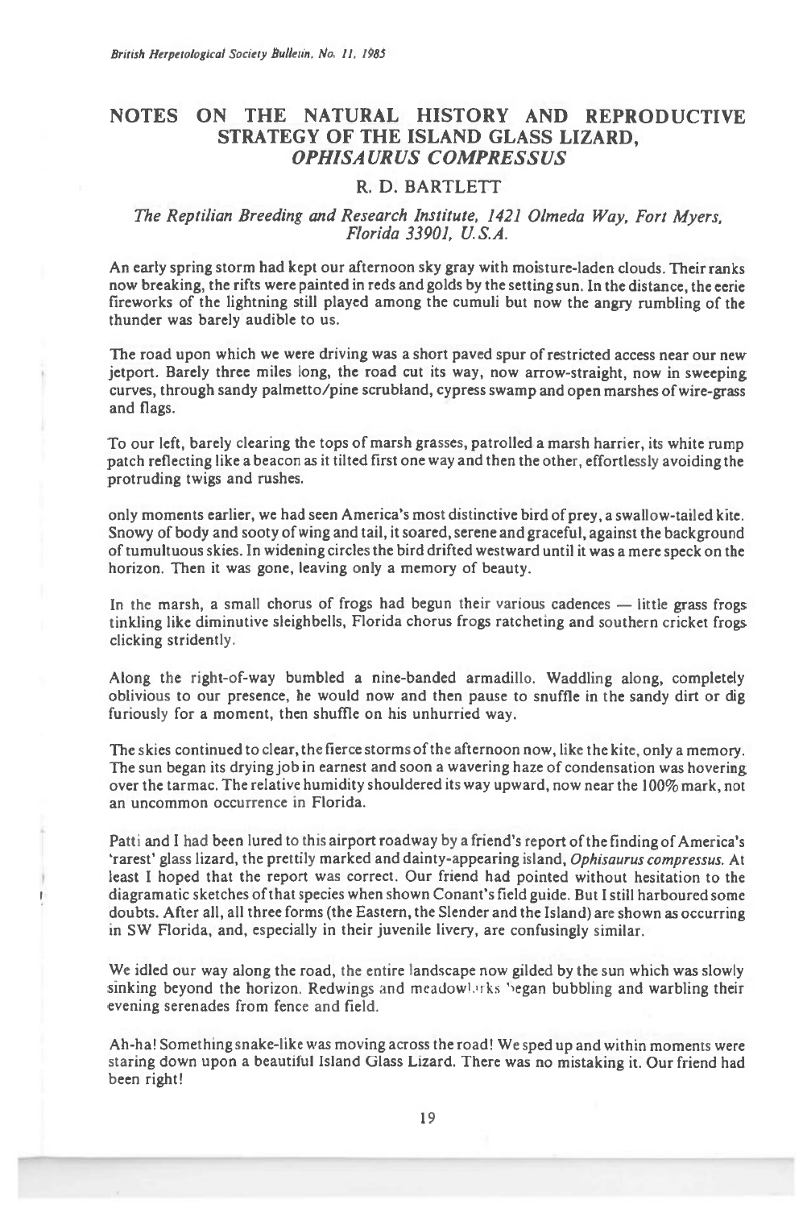# NOTES ON THE NATURAL HISTORY AND REPRODUCTIVE STRATEGY OF THE ISLAND GLASS LIZARD, *OPHISAURUS COMPRESSUS*

## R. D. BARTLETT

*The Reptilian Breeding and Research Institute, 1421 Olmeda Way, Fort Myers, Florida 33901, U.S.A.*

An early spring storm had kept our afternoon sky gray with moisture-laden clouds. Their ranks now breaking, the rifts were painted in reds and golds by the setting sun. In the distance, the eerie fireworks of the lightning still played among the cumuli but now the angry rumbling of the thunder was barely audible to us.

The road upon which we were driving was a short paved spur of restricted access near our new jetport. Barely three miles long, the road cut its way, now arrow-straight, now in sweeping curves, through sandy palmetto/pine scrubland, cypress swamp and open marshes of wire-grass and flags.

To our left, barely clearing the tops of marsh grasses, patrolled a marsh harrier, its white rump patch reflecting like a beacon as it tilted first one way and then the other, effortlessly avoiding the protruding twigs and rushes.

only moments earlier, we had seen America's most distinctive bird of prey, a swallow-tailed kite. Snowy of body and sooty of wing and tail, it soared, serene and graceful, against the background of tumultuous skies. In widening circles the bird drifted westward until it was a mere speck on the horizon. Then it was gone, leaving only a memory of beauty.

In the marsh, a small chorus of frogs had begun their various cadences — little grass frogs tinkling like diminutive sleighbells, Florida chorus frogs ratcheting and southern cricket frogs clicking stridently.

Along the right-of-way bumbled a nine-banded armadillo. Waddling along, completely oblivious to our presence, he would now and then pause to snuffle in the sandy dirt or dig furiously for a moment, then shuffle on his unhurried way.

The skies continued to clear, the fierce storms of the afternoon now, like the kite, only a memory. The sun began its drying job in earnest and soon a wavering haze of condensation was hovering over the tarmac. The relative humidity shouldered its way upward, now near the 100% mark, not an uncommon occurrence in Florida.

Patti and I had been lured to this airport roadway by a friend's report of the finding of America's 'rarest' glass lizard, the prettily marked and dainty-appearing island, *Ophisaurus compressus*. At least I hoped that the report was correct. Our friend had pointed without hesitation to the diagramatic sketches of that species when shown Conant's field guide. But I still harboured some doubts. After all, all three forms (the Eastern, the Slender and the Island) are shown as occurring in SW Florida, and, especially in their juvenile livery, are confusingly similar.

We idled our way along the road, the entire landscape now gilded by the sun which was slowly sinking beyond the horizon. Redwings and meadowlarks began bubbling and warbling their evening serenades from fence and field.

Ah-ha! Something snake-like was moving across the road! We sped up and within moments were staring down upon a beautiful Island Glass Lizard. There was no mistaking it. Our friend had been right!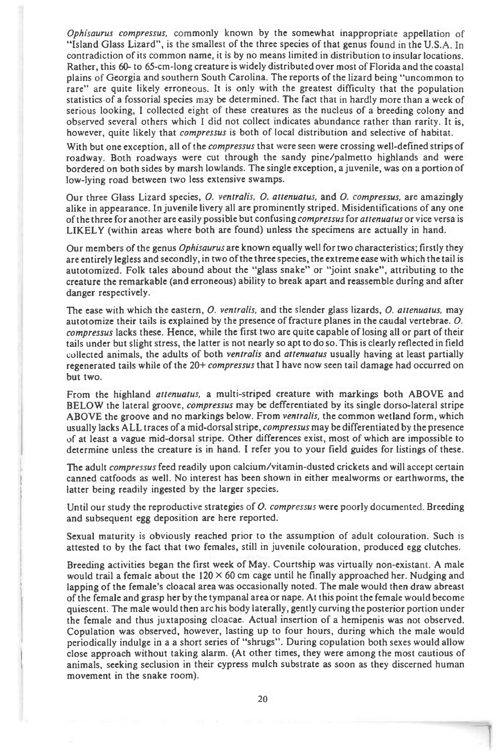*Ophisaurus compressus*, commonly known by the somewhat inappropriate appellation of "Island Glass Lizard", is the smallest of the three species of that genus found in the U.S.A. In contradiction of its common name, it is by no means limited in distribution to insular locations. Rather, this 60- to 65-cm-long creature is widely distributed over most of Florida and the coastal plains of Georgia and southern South Carolina. The reports of the lizard being "uncommon to rare" are quite likely erroneous. It is only with the greatest difficulty that the population statistics of a fossorial species may be determined. The fact that in hardly more than a week of serious looking, I collected eight of these creatures as the nucleus of a breeding colony and observed several others which I did not collect indicates abundance rather than rarity. It is, however, quite likely that *compressus* is both of local distribution and selective of habitat.

With but one exception, all of the *compressus* that were seen were crossing well-defined strips of roadway. Both roadways were cut through the sandy pine/palmetto highlands and were bordered on both sides by marsh lowlands. The single exception, a juvenile, was on a portion of low-lying road between two less extensive swamps.

Our three Glass Lizard species, *O. ventralis, O. attenuatus*, and *O. compressus*, are amazingly alike in appearance. In juvenile livery all are prominently striped. Misidentifications of any one of the three for another are easily possible but confusing *compressus* for *attenuatus* or vice versa is LIKELY (within areas where both are found) unless the specimens are actually in hand.

Our members of the genus *Ophisaurus* are known equally well for two characteristics; firstly they are entirely legless and secondly, in two of the three species, the extreme ease with which the tail is autotomized. Folk tales abound about the "glass snake" or "joint snake", attributing to the creature the remarkable (and erroneous) ability to break apart and reassemble during and after danger respectively.

The ease with which the eastern, *O. ventralis*, and the slender glass lizards, *O. attenuatus*, may autotomize their tails is explained by the presence of fracture planes in the caudal vertebrae. *O. compressus* lacks these. Hence, while the first two are quite capable of losing all or part of their tails under but slight stress, the latter is not nearly so apt to do so. This is clearly reflected in field collected animals, the adults of both *ventralis* and *attenuatus* usually having at least partially regenerated tails while of the 20+ *compressus* that I have now seen tail damage had occurred on but two.

From the highland *attenuatus*, a multi-striped creature with markings both ABOVE and BELOW the lateral groove, *compressus* may be defferentiated by its single dorso-lateral stripe ABOVE the groove and no markings below. From *ventralis*, the common wetland form, which usually lacks ALL traces of a mid-dorsal stripe, *compressus* may be differentiated by the presence of at least a vague mid-dorsal stripe. Other differences exist, most of which are impossible to determine unless the creature is in hand. I refer you to your field guides for listings of these.

The adult *compressus* feed readily upon calcium/vitamin-dusted crickets and will accept certain canned catfoods as well. No interest has been shown in either mealworms or earthworms, the latter being readily ingested by the larger species.

Until our study the reproductive strategies of *O. compressus* were poorly documented. Breeding and subsequent egg deposition are here reported.

Sexual maturity is obviously reached prior to the assumption of adult colouration. Such is attested to by the fact that two females, still in juvenile colouration, produced egg clutches.

Breeding activities began the first week of May. Courtship was virtually non-existant. A male would trail a female about the 120 × 60 cm cage until he finally approached her. Nudging and lapping of the female's cloacal area was occasionally noted. The male would then draw abreast of the female and grasp her by the tympanal area or nape. At this point the female would become quiescent. The male would then arc his body laterally, gently curving the posterior portion under the female and thus juxtaposing cloacae. Actual insertion of a hemipenis was not observed. Copulation was observed, however, lasting up to four hours, during which the male would periodically indulge in a a short series of "shrugs". During copulation both sexes would allow close approach without taking alarm. (At other times, they were among the most cautious of animals, seeking seclusion in their cypress mulch substrate as soon as they discerned human movement in the snake room).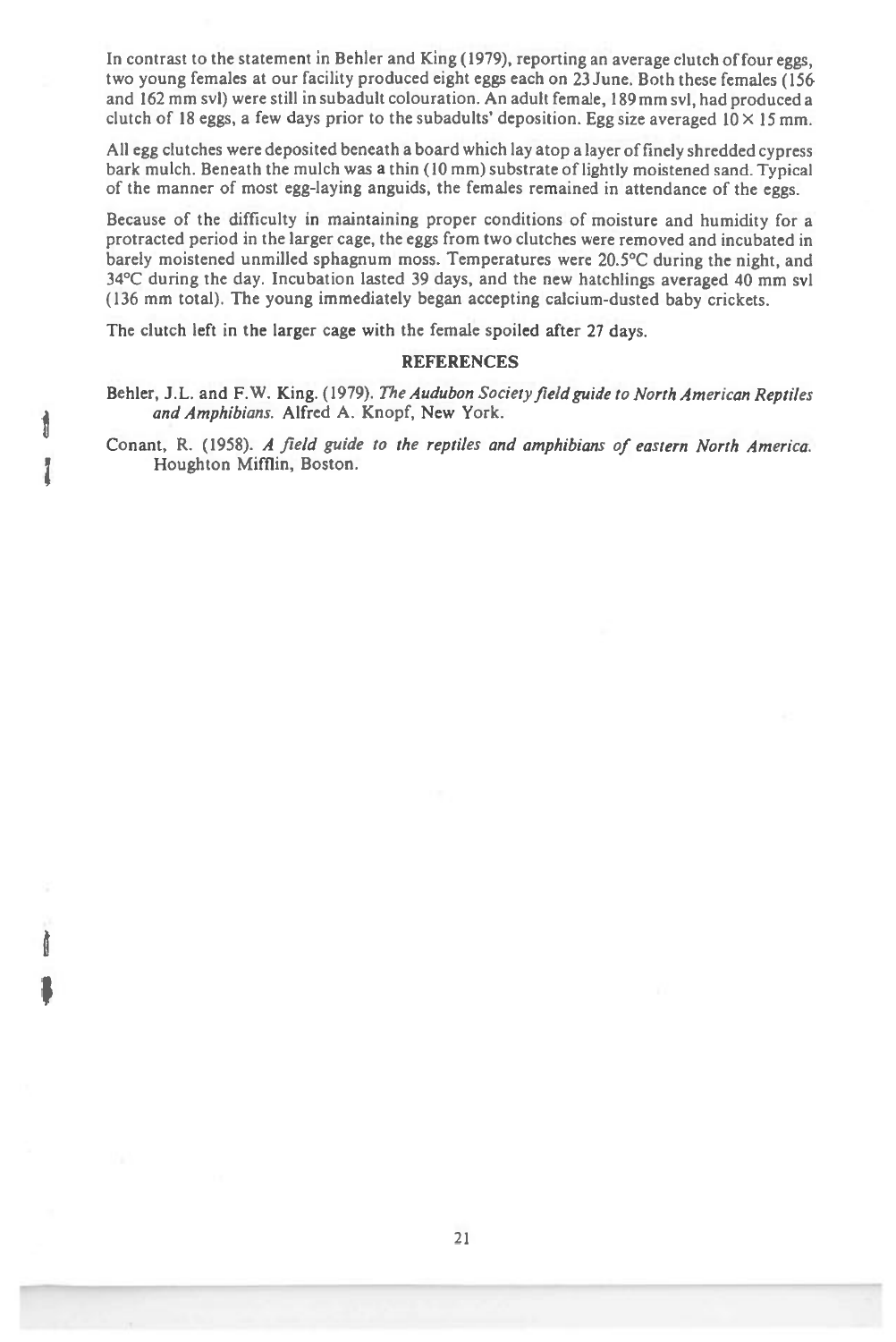In contrast to the statement in Behler and King (1979), reporting an average clutch of four eggs, two young females at our facility produced eight eggs each on 23 June. Both these females (156 and 162 mm svl) were still in subadult colouration. An adult female, 189 mm svl, had produced a clutch of 18 eggs, a few days prior to the subadults' deposition. Egg size averaged 10 × 15 mm.

All egg clutches were deposited beneath a board which lay atop a layer of finely shredded cypress bark mulch. Beneath the mulch was a thin (10 mm) substrate of lightly moistened sand. Typical of the manner of most egg-laying anguids, the females remained in attendance of the eggs.

Because of the difficulty in maintaining proper conditions of moisture and humidity for a protracted period in the larger cage, the eggs from two clutches were removed and incubated in barely moistened unmilled sphagnum moss. Temperatures were 20.5°C during the night, and 34°C during the day. Incubation lasted 39 days, and the new hatchlings averaged 40 mm svl (136 mm total). The young immediately began accepting calcium-dusted baby crickets.

The clutch left in the larger cage with the female spoiled after 27 days.

## REFERENCES

Behler, J.L. and F.W. King. (1979). *The Audubon Society field guide to North American Reptiles and Amphibians.* Alfred A. Knopf, New York.

Conant, R. (1958). *A field guide to the reptiles and amphibians of eastern North America.* Houghton Mifflin, Boston.